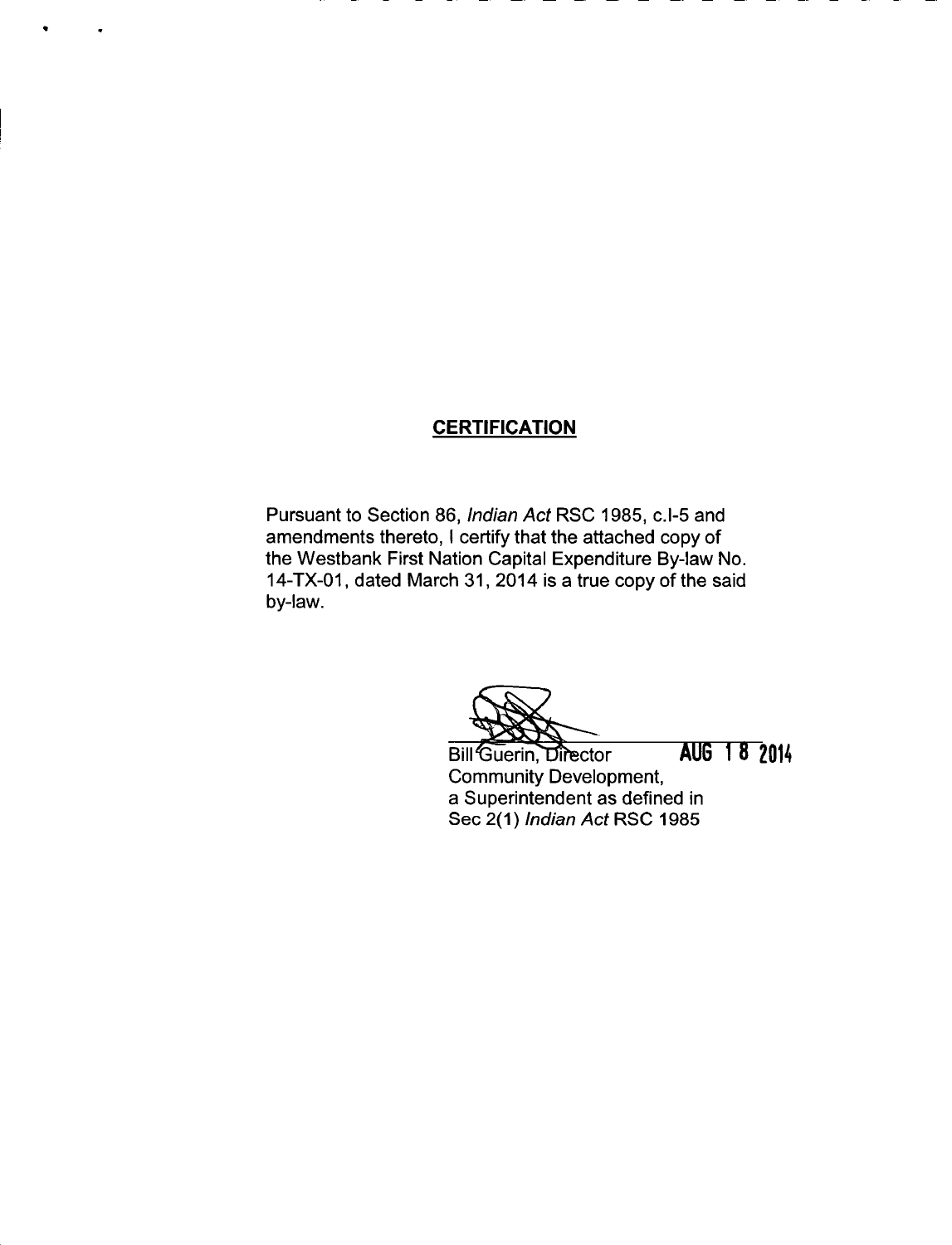## CERTIFICATION

Pursuant to Section 86, *Indian Act* RSC 1985, c.I-5 and amendments thereto, I certify that the attached copy of the Westbank First Nation Capital Expenditure By-law No. 14-TX-01, dated March 31, 2014 is a true copy of the said by-law.

Bill Guerin, Director
Community Development,
a Superintendent as defined in
Sec 2(1) *Indian Act* RSC 1985

AUG 18 2014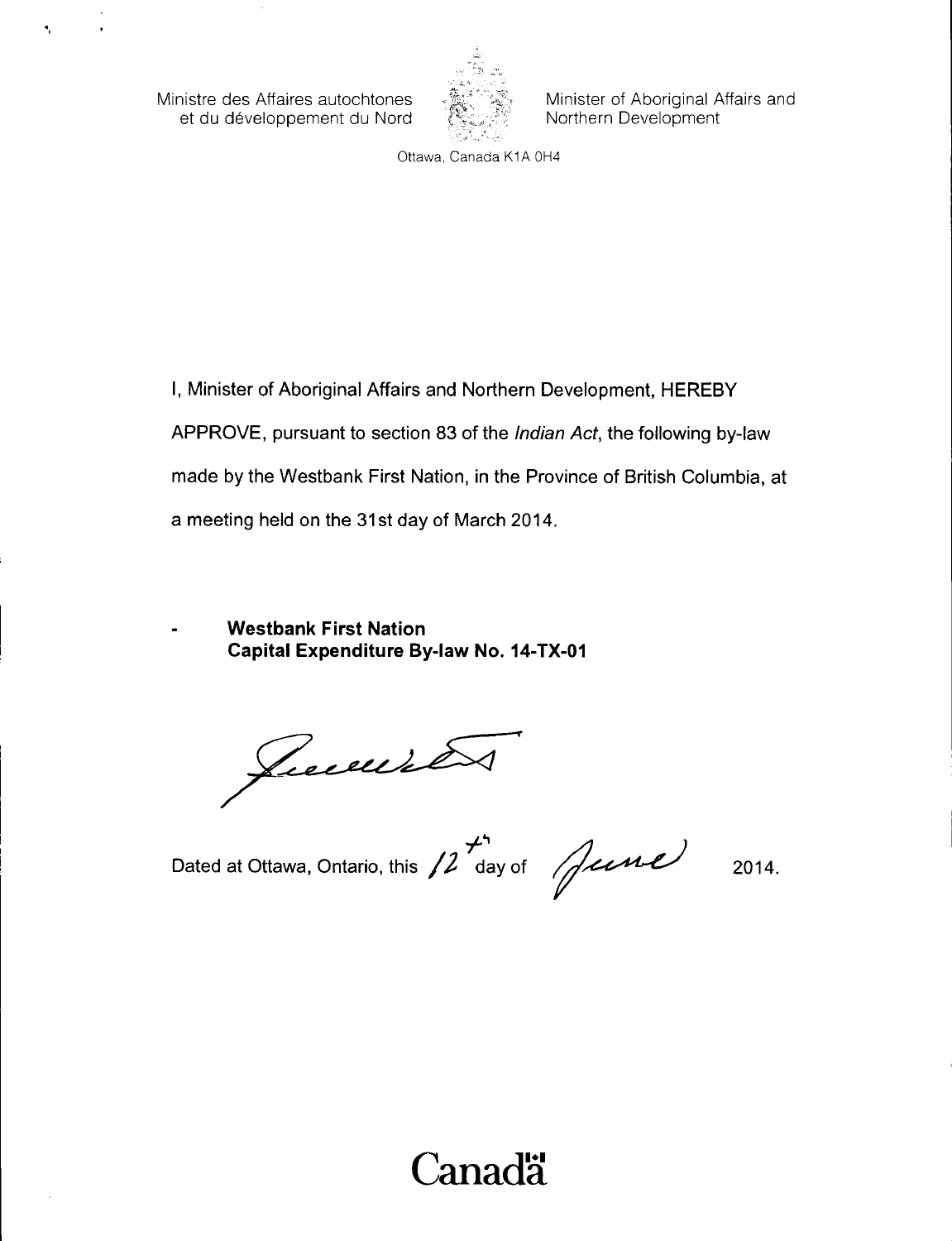Ministre des Affaires autochtones
et du développement du Nord

Minister of Aboriginal Affairs and
Northern Development

Ottawa, Canada K1A 0H4

I, Minister of Aboriginal Affairs and Northern Development, HEREBY APPROVE, pursuant to section 83 of the *Indian Act*, the following by-law made by the Westbank First Nation, in the Province of British Columbia, at a meeting held on the 31st day of March 2014.

- **Westbank First Nation**
  **Capital Expenditure By-law No. 14-TX-01**

Dated at Ottawa, Ontario, this 12th day of June 2014.

Canada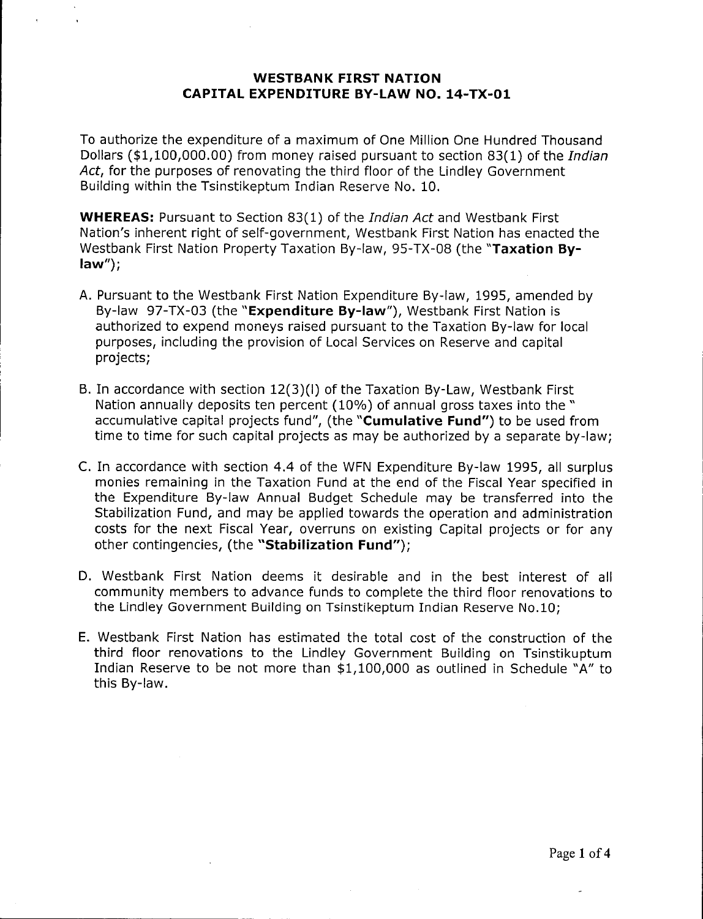# WESTBANK FIRST NATION
# CAPITAL EXPENDITURE BY-LAW NO. 14-TX-01

To authorize the expenditure of a maximum of One Million One Hundred Thousand Dollars ($1,100,000.00) from money raised pursuant to section 83(1) of the *Indian Act*, for the purposes of renovating the third floor of the Lindley Government Building within the Tsinstikeptum Indian Reserve No. 10.

**WHEREAS:** Pursuant to Section 83(1) of the *Indian Act* and Westbank First Nation's inherent right of self-government, Westbank First Nation has enacted the Westbank First Nation Property Taxation By-law, 95-TX-08 (the "**Taxation By-law**");

A. Pursuant to the Westbank First Nation Expenditure By-law, 1995, amended by By-law 97-TX-03 (the "**Expenditure By-law**"), Westbank First Nation is authorized to expend moneys raised pursuant to the Taxation By-law for local purposes, including the provision of Local Services on Reserve and capital projects;

B. In accordance with section 12(3)(l) of the Taxation By-Law, Westbank First Nation annually deposits ten percent (10%) of annual gross taxes into the " accumulative capital projects fund", (the "**Cumulative Fund"**) to be used from time to time for such capital projects as may be authorized by a separate by-law;

C. In accordance with section 4.4 of the WFN Expenditure By-law 1995, all surplus monies remaining in the Taxation Fund at the end of the Fiscal Year specified in the Expenditure By-law Annual Budget Schedule may be transferred into the Stabilization Fund, and may be applied towards the operation and administration costs for the next Fiscal Year, overruns on existing Capital projects or for any other contingencies, (the "**Stabilization Fund**");

D. Westbank First Nation deems it desirable and in the best interest of all community members to advance funds to complete the third floor renovations to the Lindley Government Building on Tsinstikeptum Indian Reserve No.10;

E. Westbank First Nation has estimated the total cost of the construction of the third floor renovations to the Lindley Government Building on Tsinstikuptum Indian Reserve to be not more than $1,100,000 as outlined in Schedule "A" to this By-law.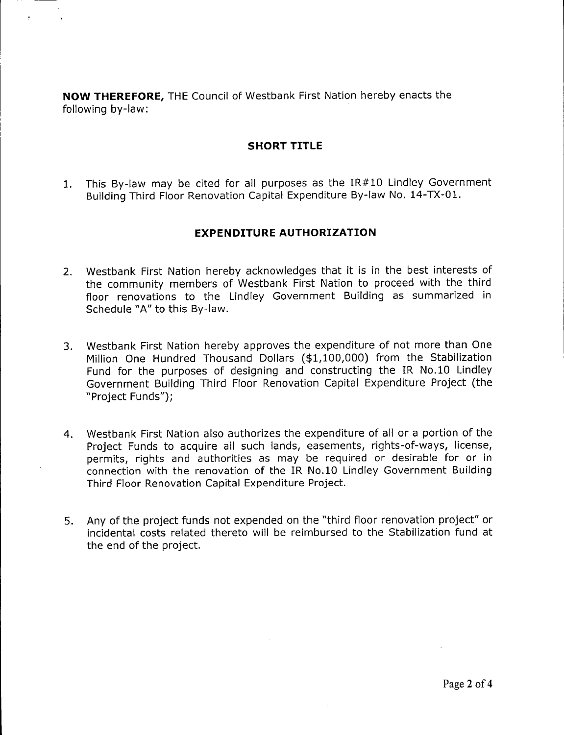**NOW THEREFORE,** THE Council of Westbank First Nation hereby enacts the following by-law:

## SHORT TITLE

1. This By-law may be cited for all purposes as the IR#10 Lindley Government Building Third Floor Renovation Capital Expenditure By-law No. 14-TX-01.

## EXPENDITURE AUTHORIZATION

2. Westbank First Nation hereby acknowledges that it is in the best interests of the community members of Westbank First Nation to proceed with the third floor renovations to the Lindley Government Building as summarized in Schedule "A" to this By-law.

3. Westbank First Nation hereby approves the expenditure of not more than One Million One Hundred Thousand Dollars ($1,100,000) from the Stabilization Fund for the purposes of designing and constructing the IR No.10 Lindley Government Building Third Floor Renovation Capital Expenditure Project (the "Project Funds");

4. Westbank First Nation also authorizes the expenditure of all or a portion of the Project Funds to acquire all such lands, easements, rights-of-ways, license, permits, rights and authorities as may be required or desirable for or in connection with the renovation of the IR No.10 Lindley Government Building Third Floor Renovation Capital Expenditure Project.

5. Any of the project funds not expended on the "third floor renovation project" or incidental costs related thereto will be reimbursed to the Stabilization fund at the end of the project.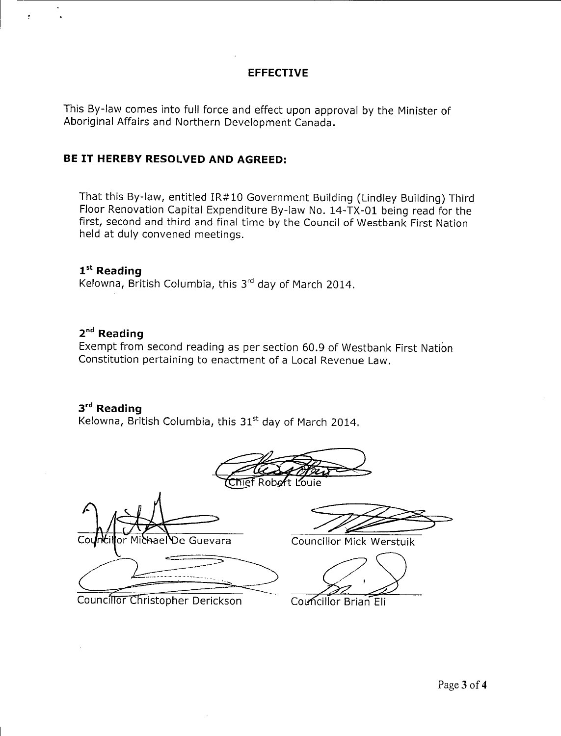## EFFECTIVE

This By-law comes into full force and effect upon approval by the Minister of Aboriginal Affairs and Northern Development Canada.

### BE IT HEREBY RESOLVED AND AGREED:

That this By-law, entitled IR#10 Government Building (Lindley Building) Third Floor Renovation Capital Expenditure By-law No. 14-TX-01 being read for the first, second and third and final time by the Council of Westbank First Nation held at duly convened meetings.

**1st Reading**
Kelowna, British Columbia, this 3rd day of March 2014.

**2nd Reading**
Exempt from second reading as per section 60.9 of Westbank First Nation Constitution pertaining to enactment of a Local Revenue Law.

**3rd Reading**
Kelowna, British Columbia, this 31st day of March 2014.

Chief Robert Louie

Councillor Michael De Guevara

Councillor Mick Werstuik

Councillor Christopher Derickson

Councillor Brian Eli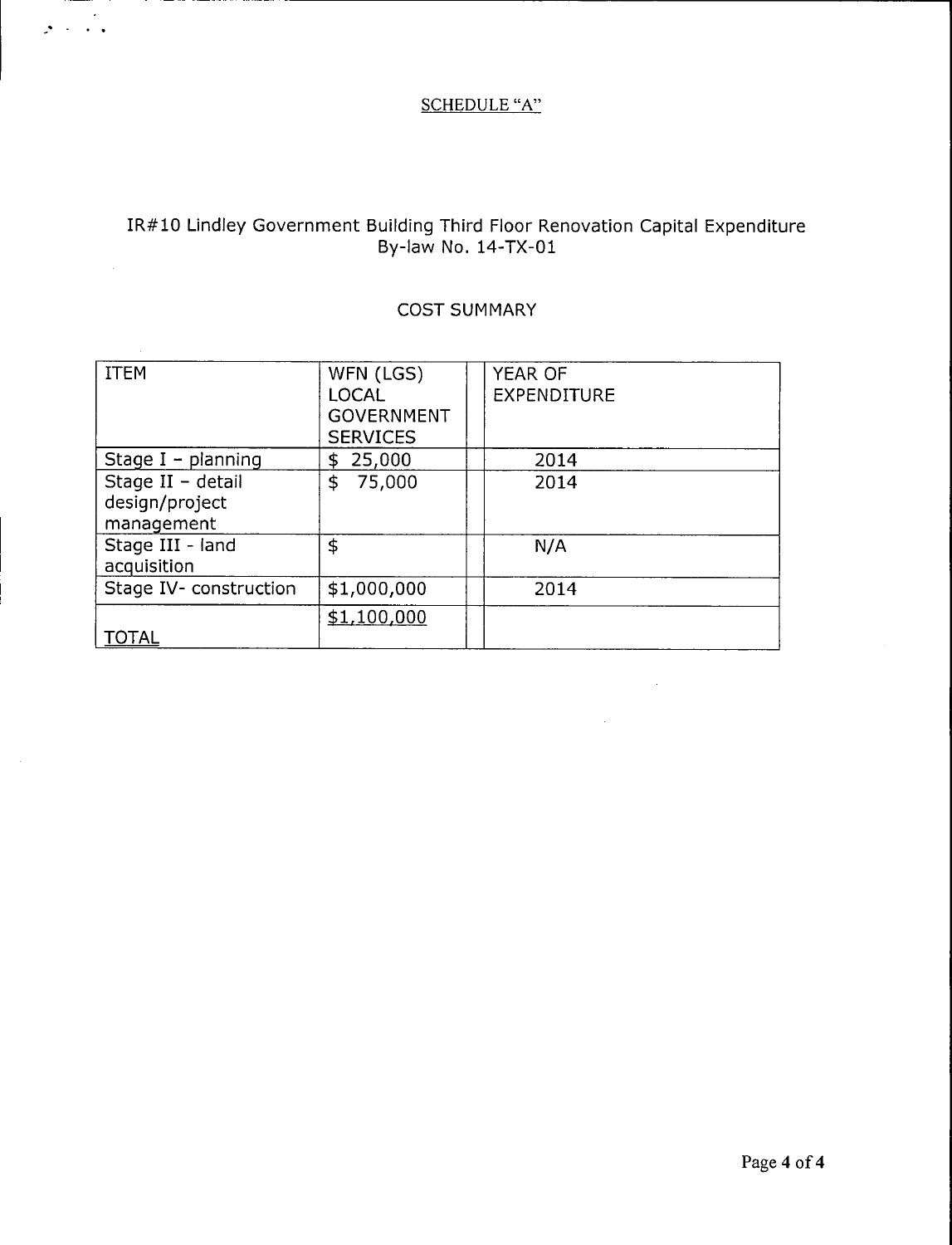SCHEDULE "A"

IR#10 Lindley Government Building Third Floor Renovation Capital Expenditure
By-law No. 14-TX-01

COST SUMMARY

| ITEM | WFN (LGS) LOCAL GOVERNMENT SERVICES | YEAR OF EXPENDITURE |
|---|---|---|
| Stage I – planning | $ 25,000 | 2014 |
| Stage II – detail design/project management | $ 75,000 | 2014 |
| Stage III - land acquisition | $ | N/A |
| Stage IV- construction | $1,000,000 | 2014 |
| TOTAL | $1,100,000 | |